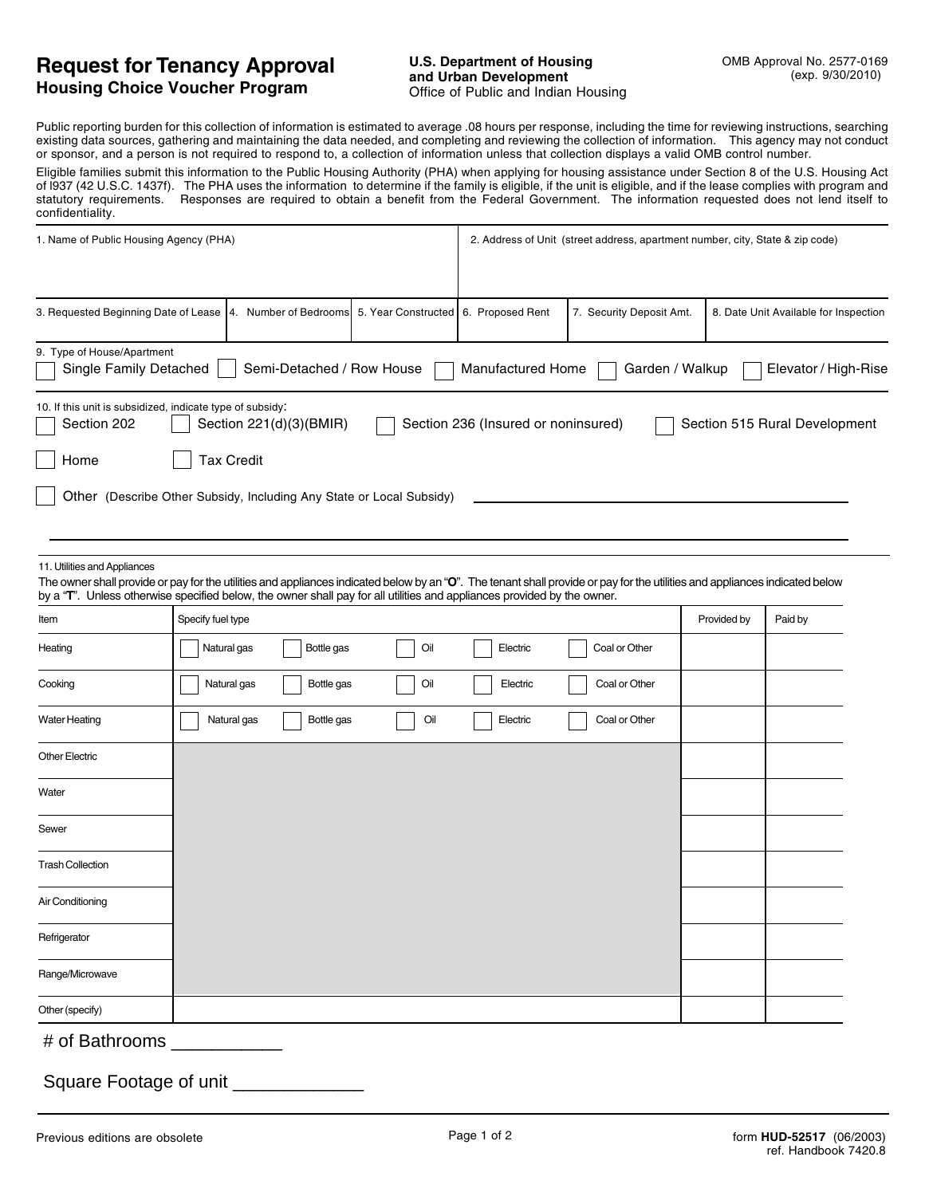# Request for Tenancy Approval
## Housing Choice Voucher Program

**U.S. Department of Housing and Urban Development**
Office of Public and Indian Housing

OMB Approval No. 2577-0169
(exp. 9/30/2010)

Public reporting burden for this collection of information is estimated to average .08 hours per response, including the time for reviewing instructions, searching existing data sources, gathering and maintaining the data needed, and completing and reviewing the collection of information. This agency may not conduct or sponsor, and a person is not required to respond to, a collection of information unless that collection displays a valid OMB control number.

Eligible families submit this information to the Public Housing Authority (PHA) when applying for housing assistance under Section 8 of the U.S. Housing Act of l937 (42 U.S.C. 1437f). The PHA uses the information to determine if the family is eligible, if the unit is eligible, and if the lease complies with program and statutory requirements. Responses are required to obtain a benefit from the Federal Government. The information requested does not lend itself to confidentiality.

| 1. Name of Public Housing Agency (PHA) | 2. Address of Unit (street address, apartment number, city, State & zip code) |
|---|---|
| | |

| 3. Requested Beginning Date of Lease | 4. Number of Bedrooms | 5. Year Constructed | 6. Proposed Rent | 7. Security Deposit Amt. | 8. Date Unit Available for Inspection |
|---|---|---|---|---|---|
| | | | | | |

9. Type of House/Apartment

- [ ] Single Family Detached
- [ ] Semi-Detached / Row House
- [ ] Manufactured Home
- [ ] Garden / Walkup
- [ ] Elevator / High-Rise

10. If this unit is subsidized, indicate type of subsidy:

- [ ] Section 202
- [ ] Section 221(d)(3)(BMIR)
- [ ] Section 236 (Insured or noninsured)
- [ ] Section 515 Rural Development
- [ ] Home
- [ ] Tax Credit
- [ ] Other (Describe Other Subsidy, Including Any State or Local Subsidy) ____________________

11. Utilities and Appliances

The owner shall provide or pay for the utilities and appliances indicated below by an "**O**". The tenant shall provide or pay for the utilities and appliances indicated below by a "**T**". Unless otherwise specified below, the owner shall pay for all utilities and appliances provided by the owner.

| Item | Specify fuel type | Provided by | Paid by |
|---|---|---|---|
| Heating | ☐ Natural gas ☐ Bottle gas ☐ Oil ☐ Electric ☐ Coal or Other | | |
| Cooking | ☐ Natural gas ☐ Bottle gas ☐ Oil ☐ Electric ☐ Coal or Other | | |
| Water Heating | ☐ Natural gas ☐ Bottle gas ☐ Oil ☐ Electric ☐ Coal or Other | | |
| Other Electric | | | |
| Water | | | |
| Sewer | | | |
| Trash Collection | | | |
| Air Conditioning | | | |
| Refrigerator | | | |
| Range/Microwave | | | |
| Other (specify) | | | |

# of Bathrooms __________

Square Footage of unit ____________

Previous editions are obsolete

form **HUD-52517** (06/2003)
ref. Handbook 7420.8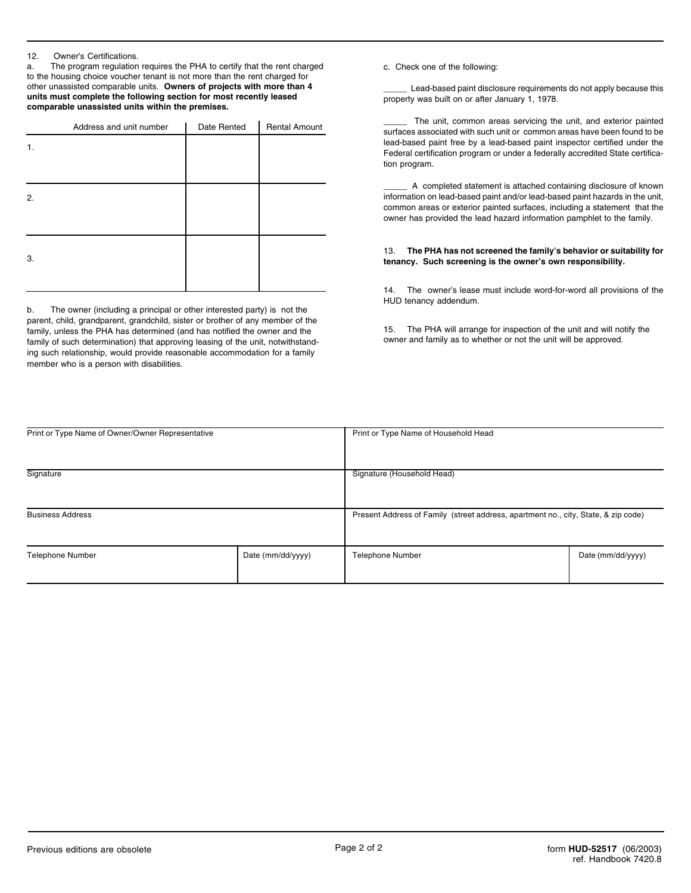12. Owner's Certifications.

a. The program regulation requires the PHA to certify that the rent charged to the housing choice voucher tenant is not more than the rent charged for other unassisted comparable units. **Owners of projects with more than 4 units must complete the following section for most recently leased comparable unassisted units within the premises.**

| Address and unit number | Date Rented | Rental Amount |
|---|---|---|
| 1. | | |
| 2. | | |
| 3. | | |

b. The owner (including a principal or other interested party) is not the parent, child, grandparent, grandchild, sister or brother of any member of the family, unless the PHA has determined (and has notified the owner and the family of such determination) that approving leasing of the unit, notwithstanding such relationship, would provide reasonable accommodation for a family member who is a person with disabilities.

c. Check one of the following:

_____ Lead-based paint disclosure requirements do not apply because this property was built on or after January 1, 1978.

_____ The unit, common areas servicing the unit, and exterior painted surfaces associated with such unit or common areas have been found to be lead-based paint free by a lead-based paint inspector certified under the Federal certification program or under a federally accredited State certification program.

_____ A completed statement is attached containing disclosure of known information on lead-based paint and/or lead-based paint hazards in the unit, common areas or exterior painted surfaces, including a statement that the owner has provided the lead hazard information pamphlet to the family.

13. **The PHA has not screened the family's behavior or suitability for tenancy. Such screening is the owner's own responsibility.**

14. The owner's lease must include word-for-word all provisions of the HUD tenancy addendum.

15. The PHA will arrange for inspection of the unit and will notify the owner and family as to whether or not the unit will be approved.

| | | | |
|---|---|---|---|
| Print or Type Name of Owner/Owner Representative | | Print or Type Name of Household Head | |
| Signature | | Signature (Household Head) | |
| Business Address | | Present Address of Family (street address, apartment no., city, State, & zip code) | |
| Telephone Number | Date (mm/dd/yyyy) | Telephone Number | Date (mm/dd/yyyy) |

Previous editions are obsolete

form **HUD-52517** (06/2003)
ref. Handbook 7420.8